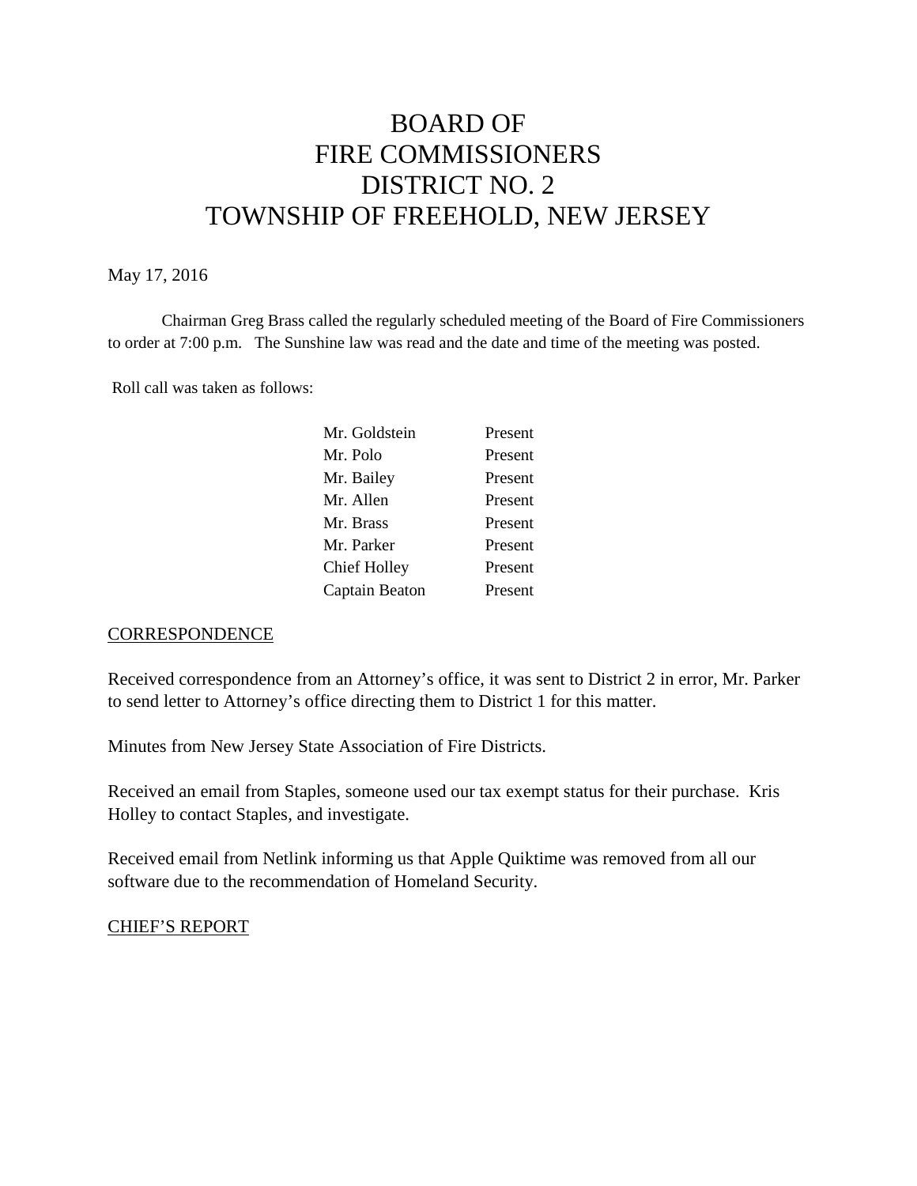# BOARD OF FIRE COMMISSIONERS DISTRICT NO. 2 TOWNSHIP OF FREEHOLD, NEW JERSEY

May 17, 2016

Chairman Greg Brass called the regularly scheduled meeting of the Board of Fire Commissioners to order at 7:00 p.m. The Sunshine law was read and the date and time of the meeting was posted.

Roll call was taken as follows:

| | |
|---|---|
| Mr. Goldstein | Present |
| Mr. Polo | Present |
| Mr. Bailey | Present |
| Mr. Allen | Present |
| Mr. Brass | Present |
| Mr. Parker | Present |
| Chief Holley | Present |
| Captain Beaton | Present |

## CORRESPONDENCE

Received correspondence from an Attorney's office, it was sent to District 2 in error, Mr. Parker to send letter to Attorney's office directing them to District 1 for this matter.

Minutes from New Jersey State Association of Fire Districts.

Received an email from Staples, someone used our tax exempt status for their purchase. Kris Holley to contact Staples, and investigate.

Received email from Netlink informing us that Apple Quiktime was removed from all our software due to the recommendation of Homeland Security.

## CHIEF'S REPORT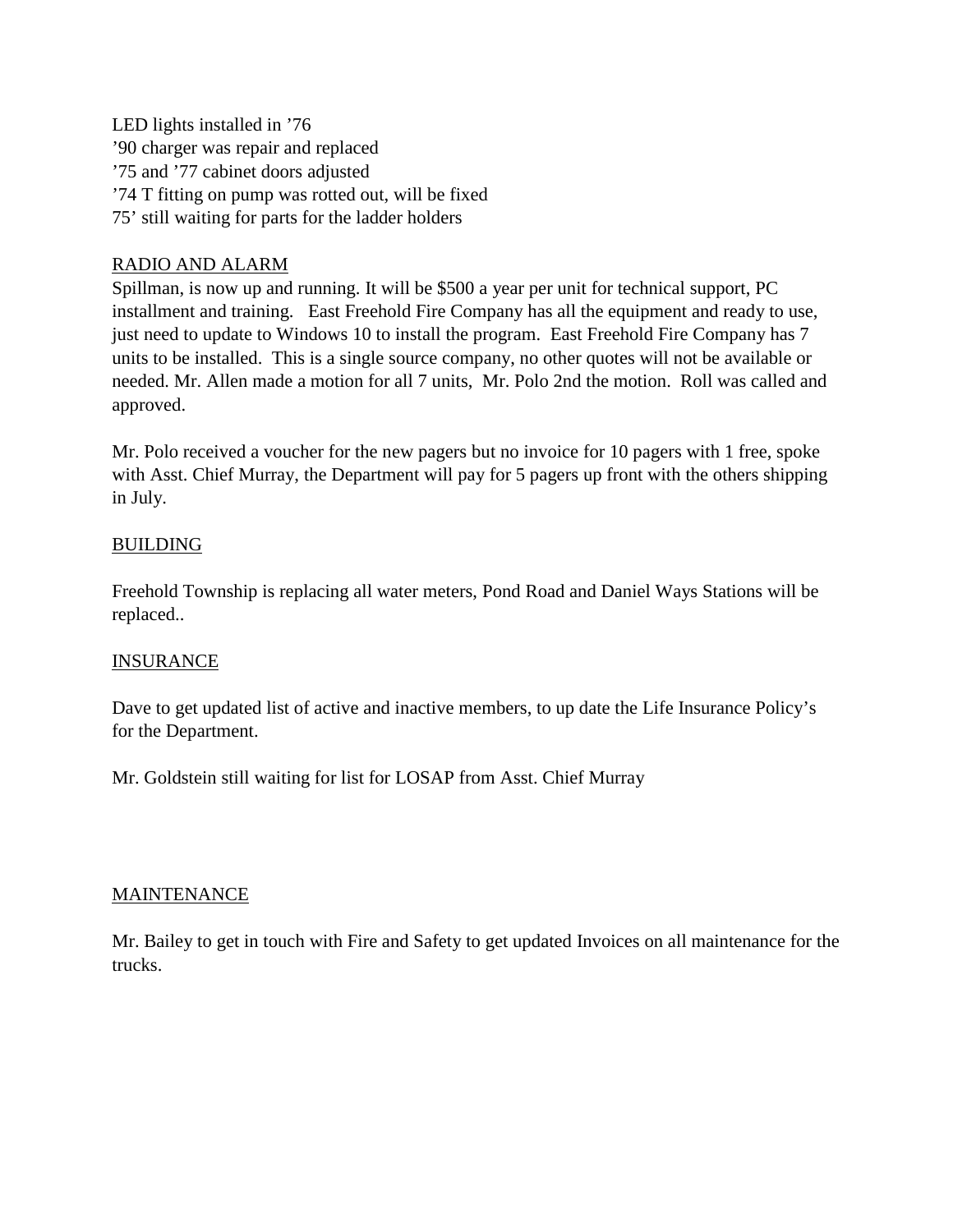LED lights installed in '76
'90 charger was repair and replaced
'75 and '77 cabinet doors adjusted
'74 T fitting on pump was rotted out, will be fixed
75' still waiting for parts for the ladder holders

<u>RADIO AND ALARM</u>

Spillman, is now up and running. It will be $500 a year per unit for technical support, PC installment and training. East Freehold Fire Company has all the equipment and ready to use, just need to update to Windows 10 to install the program. East Freehold Fire Company has 7 units to be installed. This is a single source company, no other quotes will not be available or needed. Mr. Allen made a motion for all 7 units, Mr. Polo 2nd the motion. Roll was called and approved.

Mr. Polo received a voucher for the new pagers but no invoice for 10 pagers with 1 free, spoke with Asst. Chief Murray, the Department will pay for 5 pagers up front with the others shipping in July.

<u>BUILDING</u>

Freehold Township is replacing all water meters, Pond Road and Daniel Ways Stations will be replaced..

<u>INSURANCE</u>

Dave to get updated list of active and inactive members, to up date the Life Insurance Policy's for the Department.

Mr. Goldstein still waiting for list for LOSAP from Asst. Chief Murray

<u>MAINTENANCE</u>

Mr. Bailey to get in touch with Fire and Safety to get updated Invoices on all maintenance for the trucks.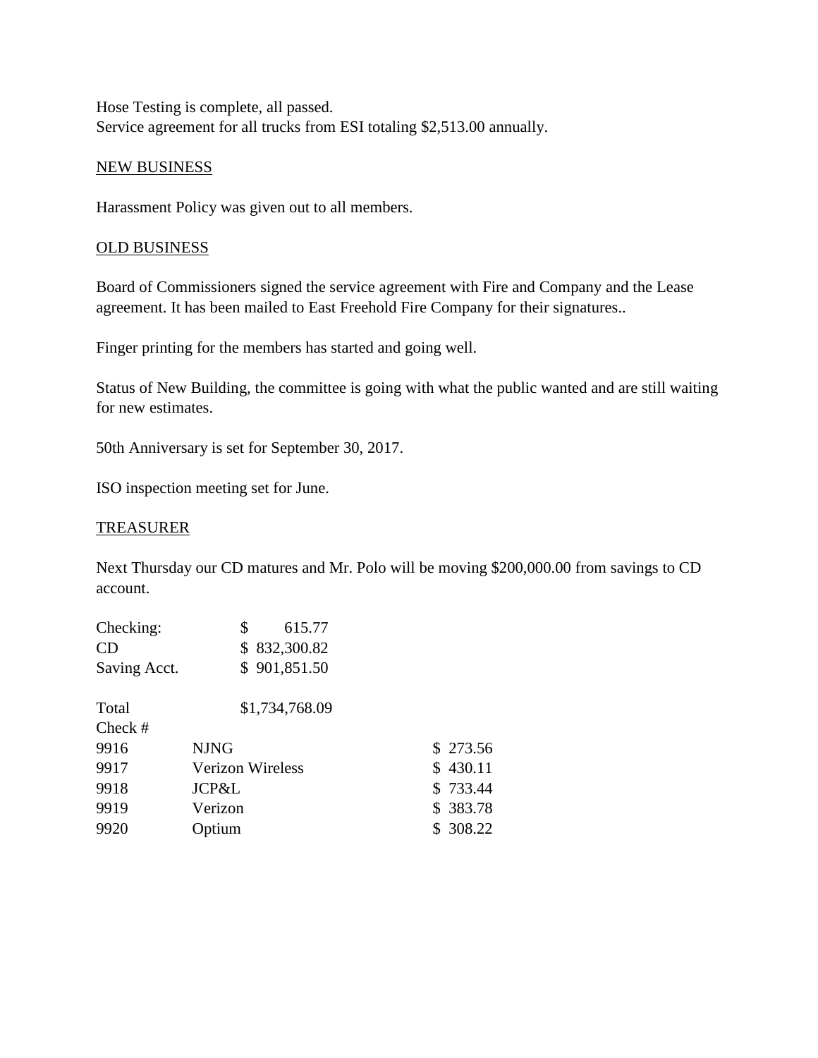Hose Testing is complete, all passed.
Service agreement for all trucks from ESI totaling $2,513.00 annually.

<u>NEW BUSINESS</u>

Harassment Policy was given out to all members.

<u>OLD BUSINESS</u>

Board of Commissioners signed the service agreement with Fire and Company and the Lease agreement. It has been mailed to East Freehold Fire Company for their signatures..

Finger printing for the members has started and going well.

Status of New Building, the committee is going with what the public wanted and are still waiting for new estimates.

50th Anniversary is set for September 30, 2017.

ISO inspection meeting set for June.

<u>TREASURER</u>

Next Thursday our CD matures and Mr. Polo will be moving $200,000.00 from savings to CD account.

| | |
|---|---|
| Checking: | $ 615.77 |
| CD | $ 832,300.82 |
| Saving Acct. | $ 901,851.50 |
| | |
| Total | $1,734,768.09 |

| Check # | | |
|---|---|---|
| 9916 | NJNG | $ 273.56 |
| 9917 | Verizon Wireless | $ 430.11 |
| 9918 | JCP&L | $ 733.44 |
| 9919 | Verizon | $ 383.78 |
| 9920 | Optium | $ 308.22 |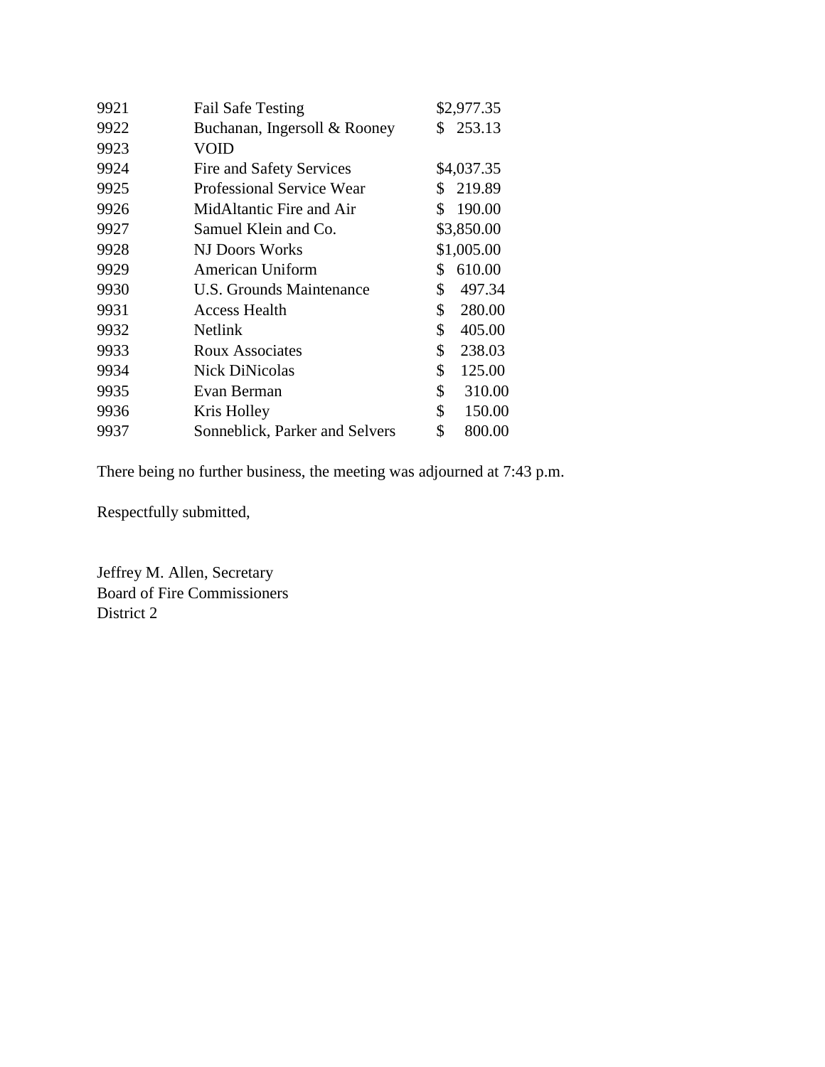| | | |
|---|---|---|
| 9921 | Fail Safe Testing | $2,977.35 |
| 9922 | Buchanan, Ingersoll & Rooney | $ 253.13 |
| 9923 | VOID | |
| 9924 | Fire and Safety Services | $4,037.35 |
| 9925 | Professional Service Wear | $ 219.89 |
| 9926 | MidAltantic Fire and Air | $ 190.00 |
| 9927 | Samuel Klein and Co. | $3,850.00 |
| 9928 | NJ Doors Works | $1,005.00 |
| 9929 | American Uniform | $ 610.00 |
| 9930 | U.S. Grounds Maintenance | $ 497.34 |
| 9931 | Access Health | $ 280.00 |
| 9932 | Netlink | $ 405.00 |
| 9933 | Roux Associates | $ 238.03 |
| 9934 | Nick DiNicolas | $ 125.00 |
| 9935 | Evan Berman | $ 310.00 |
| 9936 | Kris Holley | $ 150.00 |
| 9937 | Sonneblick, Parker and Selvers | $ 800.00 |

There being no further business, the meeting was adjourned at 7:43 p.m.

Respectfully submitted,

Jeffrey M. Allen, Secretary
Board of Fire Commissioners
District 2